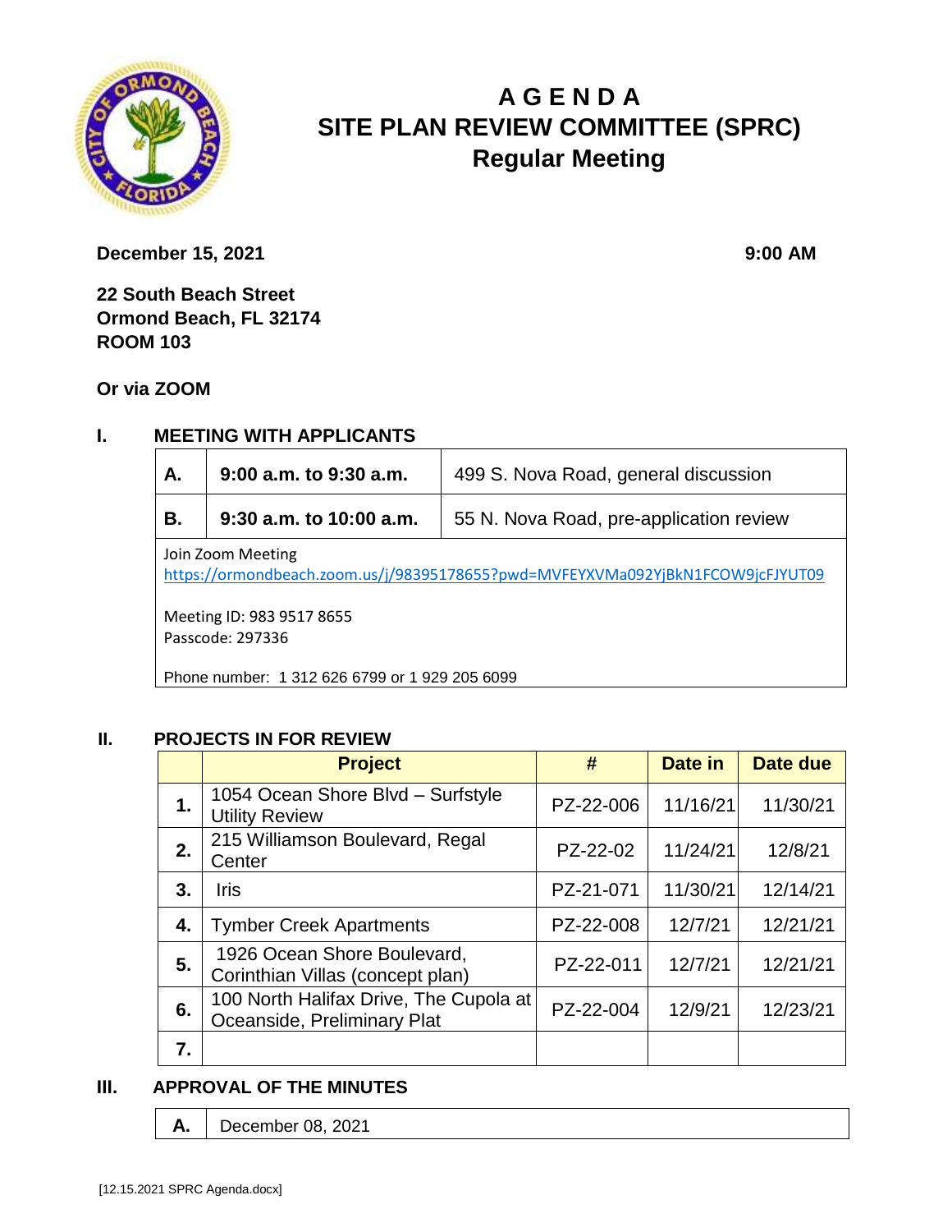# A G E N D A
# SITE PLAN REVIEW COMMITTEE (SPRC)
## Regular Meeting

**December 15, 2021** **9:00 AM**

**22 South Beach Street**
**Ormond Beach, FL 32174**
**ROOM 103**

**Or via ZOOM**

## I. MEETING WITH APPLICANTS

| | | |
|---|---|---|
| **A.** | **9:00 a.m. to 9:30 a.m.** | 499 S. Nova Road, general discussion |
| **B.** | **9:30 a.m. to 10:00 a.m.** | 55 N. Nova Road, pre-application review |

Join Zoom Meeting
https://ormondbeach.zoom.us/j/98395178655?pwd=MVFEYXVMa092YjBkN1FCOW9jcFJYUT09

Meeting ID: 983 9517 8655
Passcode: 297336

Phone number: 1 312 626 6799 or 1 929 205 6099

## II. PROJECTS IN FOR REVIEW

| | Project | # | Date in | Date due |
|---|---|---|---|---|
| **1.** | 1054 Ocean Shore Blvd – Surfstyle Utility Review | PZ-22-006 | 11/16/21 | 11/30/21 |
| **2.** | 215 Williamson Boulevard, Regal Center | PZ-22-02 | 11/24/21 | 12/8/21 |
| **3.** | Iris | PZ-21-071 | 11/30/21 | 12/14/21 |
| **4.** | Tymber Creek Apartments | PZ-22-008 | 12/7/21 | 12/21/21 |
| **5.** | 1926 Ocean Shore Boulevard, Corinthian Villas (concept plan) | PZ-22-011 | 12/7/21 | 12/21/21 |
| **6.** | 100 North Halifax Drive, The Cupola at Oceanside, Preliminary Plat | PZ-22-004 | 12/9/21 | 12/23/21 |
| **7.** | | | | |

## III. APPROVAL OF THE MINUTES

| | |
|---|---|
| **A.** | December 08, 2021 |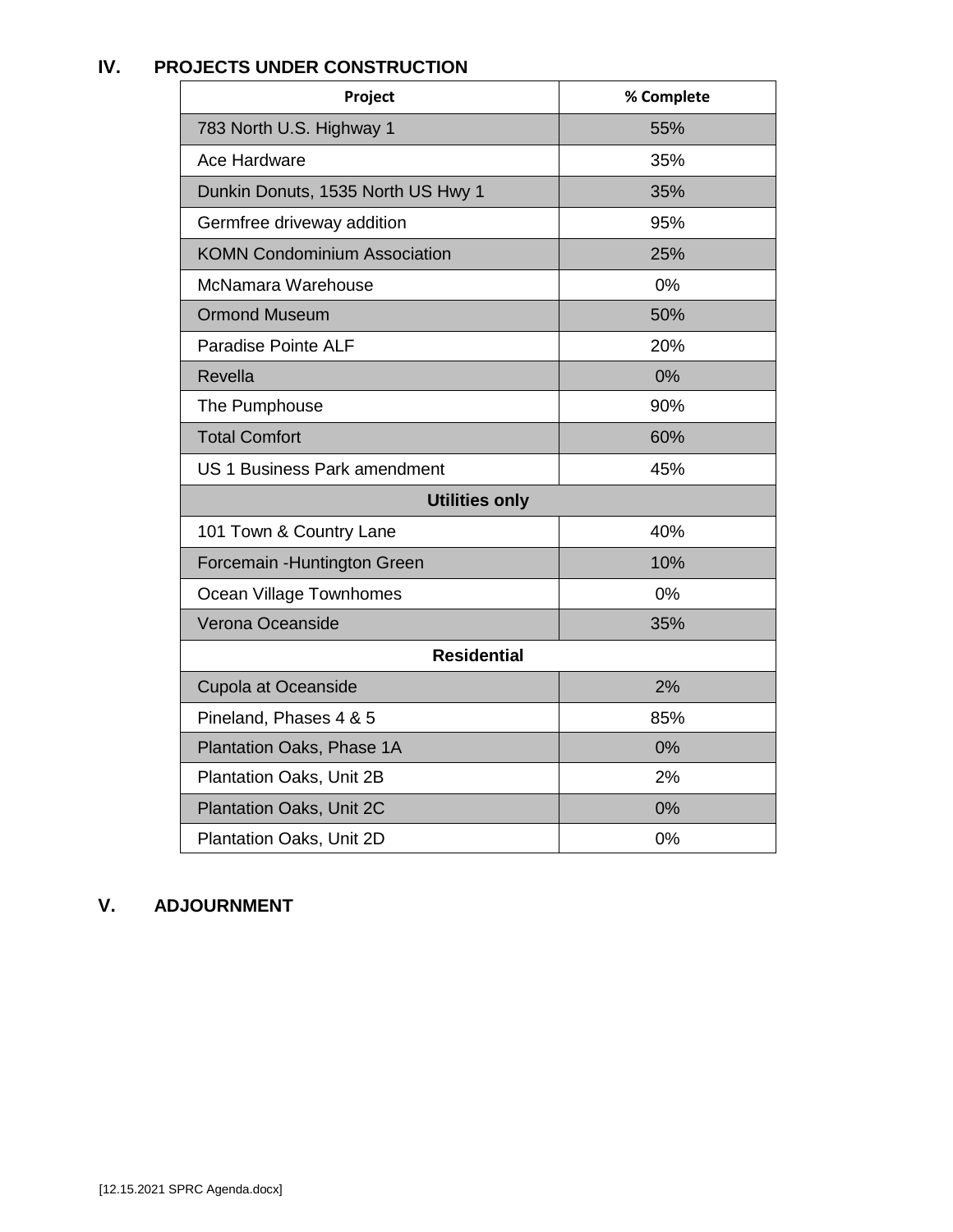## IV. PROJECTS UNDER CONSTRUCTION

| Project | % Complete |
|---|---|
| 783 North U.S. Highway 1 | 55% |
| Ace Hardware | 35% |
| Dunkin Donuts, 1535 North US Hwy 1 | 35% |
| Germfree driveway addition | 95% |
| KOMN Condominium Association | 25% |
| McNamara Warehouse | 0% |
| Ormond Museum | 50% |
| Paradise Pointe ALF | 20% |
| Revella | 0% |
| The Pumphouse | 90% |
| Total Comfort | 60% |
| US 1 Business Park amendment | 45% |
| **Utilities only** | |
| 101 Town & Country Lane | 40% |
| Forcemain -Huntington Green | 10% |
| Ocean Village Townhomes | 0% |
| Verona Oceanside | 35% |
| **Residential** | |
| Cupola at Oceanside | 2% |
| Pineland, Phases 4 & 5 | 85% |
| Plantation Oaks, Phase 1A | 0% |
| Plantation Oaks, Unit 2B | 2% |
| Plantation Oaks, Unit 2C | 0% |
| Plantation Oaks, Unit 2D | 0% |

## V. ADJOURNMENT